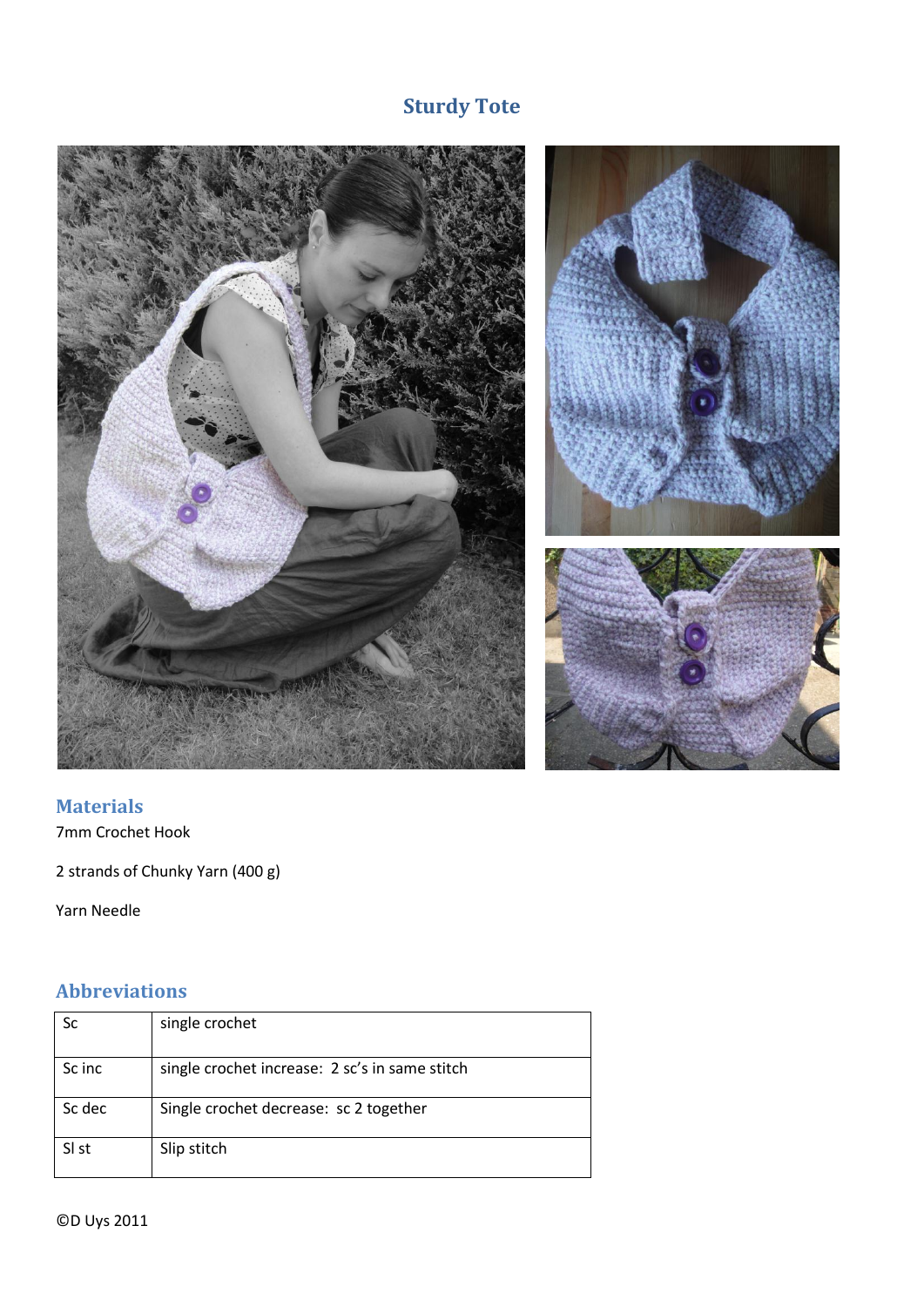# Sturdy Tote

## Materials

7mm Crochet Hook

2 strands of Chunky Yarn (400 g)

Yarn Needle

## Abbreviations

| Sc | single crochet |
|---|---|
| Sc inc | single crochet increase: 2 sc's in same stitch |
| Sc dec | Single crochet decrease: sc 2 together |
| Sl st | Slip stitch |

©D Uys 2011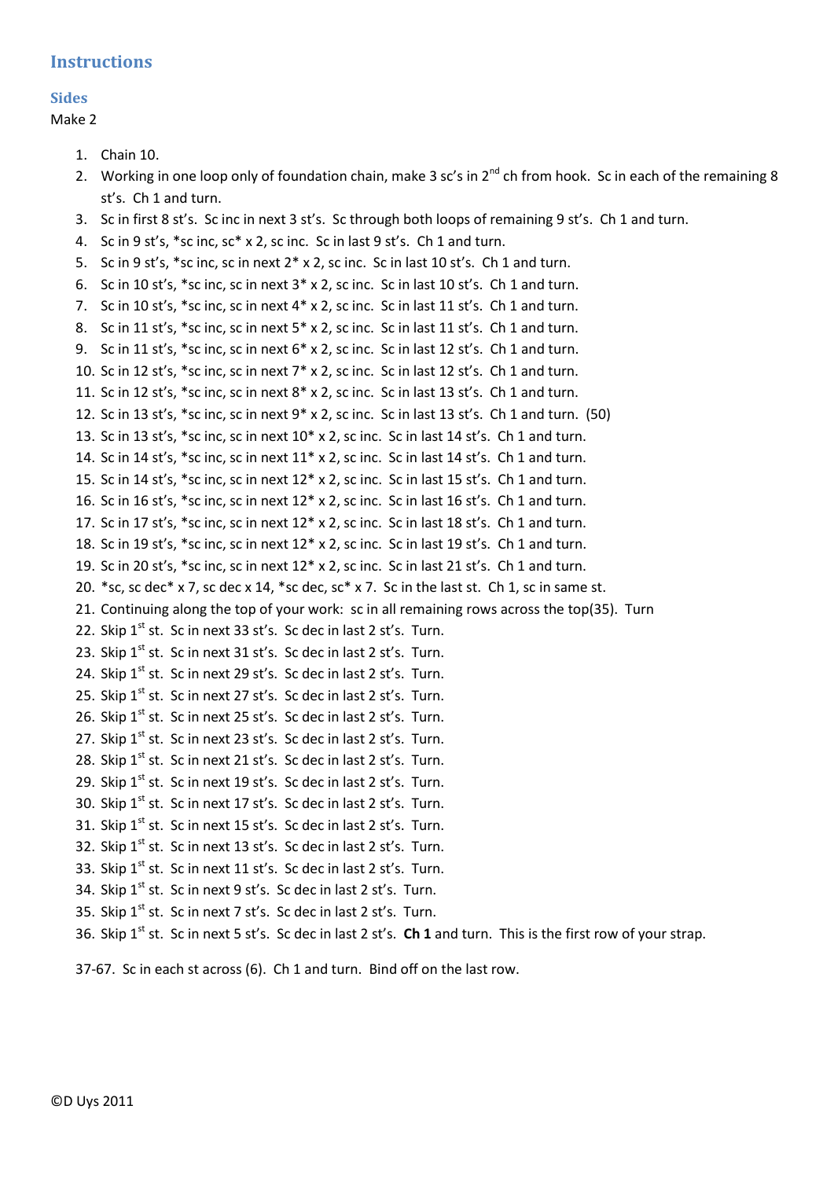## Instructions

### Sides

Make 2

1. Chain 10.
2. Working in one loop only of foundation chain, make 3 sc's in 2nd ch from hook. Sc in each of the remaining 8 st's. Ch 1 and turn.
3. Sc in first 8 st's. Sc inc in next 3 st's. Sc through both loops of remaining 9 st's. Ch 1 and turn.
4. Sc in 9 st's, *sc inc, sc* x 2, sc inc. Sc in last 9 st's. Ch 1 and turn.
5. Sc in 9 st's, *sc inc, sc in next 2* x 2, sc inc. Sc in last 10 st's. Ch 1 and turn.
6. Sc in 10 st's, *sc inc, sc in next 3* x 2, sc inc. Sc in last 10 st's. Ch 1 and turn.
7. Sc in 10 st's, *sc inc, sc in next 4* x 2, sc inc. Sc in last 11 st's. Ch 1 and turn.
8. Sc in 11 st's, *sc inc, sc in next 5* x 2, sc inc. Sc in last 11 st's. Ch 1 and turn.
9. Sc in 11 st's, *sc inc, sc in next 6* x 2, sc inc. Sc in last 12 st's. Ch 1 and turn.
10. Sc in 12 st's, *sc inc, sc in next 7* x 2, sc inc. Sc in last 12 st's. Ch 1 and turn.
11. Sc in 12 st's, *sc inc, sc in next 8* x 2, sc inc. Sc in last 13 st's. Ch 1 and turn.
12. Sc in 13 st's, *sc inc, sc in next 9* x 2, sc inc. Sc in last 13 st's. Ch 1 and turn. (50)
13. Sc in 13 st's, *sc inc, sc in next 10* x 2, sc inc. Sc in last 14 st's. Ch 1 and turn.
14. Sc in 14 st's, *sc inc, sc in next 11* x 2, sc inc. Sc in last 14 st's. Ch 1 and turn.
15. Sc in 14 st's, *sc inc, sc in next 12* x 2, sc inc. Sc in last 15 st's. Ch 1 and turn.
16. Sc in 16 st's, *sc inc, sc in next 12* x 2, sc inc. Sc in last 16 st's. Ch 1 and turn.
17. Sc in 17 st's, *sc inc, sc in next 12* x 2, sc inc. Sc in last 18 st's. Ch 1 and turn.
18. Sc in 19 st's, *sc inc, sc in next 12* x 2, sc inc. Sc in last 19 st's. Ch 1 and turn.
19. Sc in 20 st's, *sc inc, sc in next 12* x 2, sc inc. Sc in last 21 st's. Ch 1 and turn.
20. *sc, sc dec* x 7, sc dec x 14, *sc dec, sc* x 7. Sc in the last st. Ch 1, sc in same st.
21. Continuing along the top of your work: sc in all remaining rows across the top(35). Turn
22. Skip 1st st. Sc in next 33 st's. Sc dec in last 2 st's. Turn.
23. Skip 1st st. Sc in next 31 st's. Sc dec in last 2 st's. Turn.
24. Skip 1st st. Sc in next 29 st's. Sc dec in last 2 st's. Turn.
25. Skip 1st st. Sc in next 27 st's. Sc dec in last 2 st's. Turn.
26. Skip 1st st. Sc in next 25 st's. Sc dec in last 2 st's. Turn.
27. Skip 1st st. Sc in next 23 st's. Sc dec in last 2 st's. Turn.
28. Skip 1st st. Sc in next 21 st's. Sc dec in last 2 st's. Turn.
29. Skip 1st st. Sc in next 19 st's. Sc dec in last 2 st's. Turn.
30. Skip 1st st. Sc in next 17 st's. Sc dec in last 2 st's. Turn.
31. Skip 1st st. Sc in next 15 st's. Sc dec in last 2 st's. Turn.
32. Skip 1st st. Sc in next 13 st's. Sc dec in last 2 st's. Turn.
33. Skip 1st st. Sc in next 11 st's. Sc dec in last 2 st's. Turn.
34. Skip 1st st. Sc in next 9 st's. Sc dec in last 2 st's. Turn.
35. Skip 1st st. Sc in next 7 st's. Sc dec in last 2 st's. Turn.
36. Skip 1st st. Sc in next 5 st's. Sc dec in last 2 st's. **Ch 1** and turn. This is the first row of your strap.

37-67. Sc in each st across (6). Ch 1 and turn. Bind off on the last row.

©D Uys 2011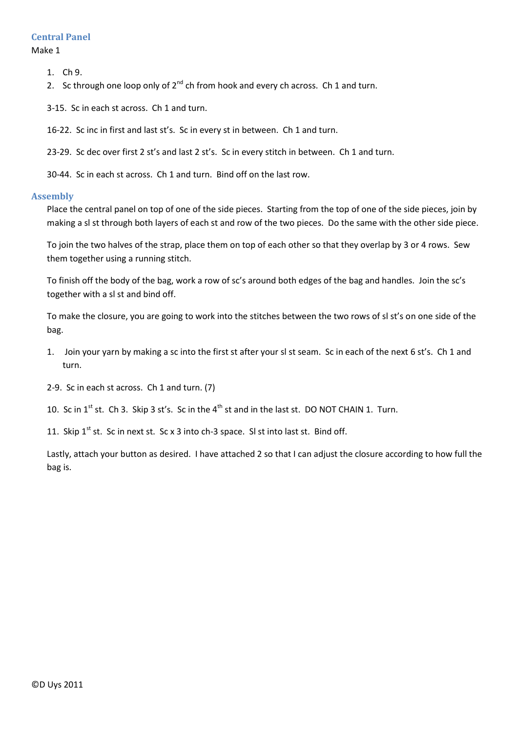## Central Panel

Make 1

1. Ch 9.
2. Sc through one loop only of 2nd ch from hook and every ch across. Ch 1 and turn.

3-15. Sc in each st across. Ch 1 and turn.

16-22. Sc inc in first and last st's. Sc in every st in between. Ch 1 and turn.

23-29. Sc dec over first 2 st's and last 2 st's. Sc in every stitch in between. Ch 1 and turn.

30-44. Sc in each st across. Ch 1 and turn. Bind off on the last row.

## Assembly

Place the central panel on top of one of the side pieces. Starting from the top of one of the side pieces, join by making a sl st through both layers of each st and row of the two pieces. Do the same with the other side piece.

To join the two halves of the strap, place them on top of each other so that they overlap by 3 or 4 rows. Sew them together using a running stitch.

To finish off the body of the bag, work a row of sc's around both edges of the bag and handles. Join the sc's together with a sl st and bind off.

To make the closure, you are going to work into the stitches between the two rows of sl st's on one side of the bag.

1. Join your yarn by making a sc into the first st after your sl st seam. Sc in each of the next 6 st's. Ch 1 and turn.

2-9. Sc in each st across. Ch 1 and turn. (7)

10. Sc in 1st st. Ch 3. Skip 3 st's. Sc in the 4th st and in the last st. DO NOT CHAIN 1. Turn.

11. Skip 1st st. Sc in next st. Sc x 3 into ch-3 space. Sl st into last st. Bind off.

Lastly, attach your button as desired. I have attached 2 so that I can adjust the closure according to how full the bag is.

©D Uys 2011